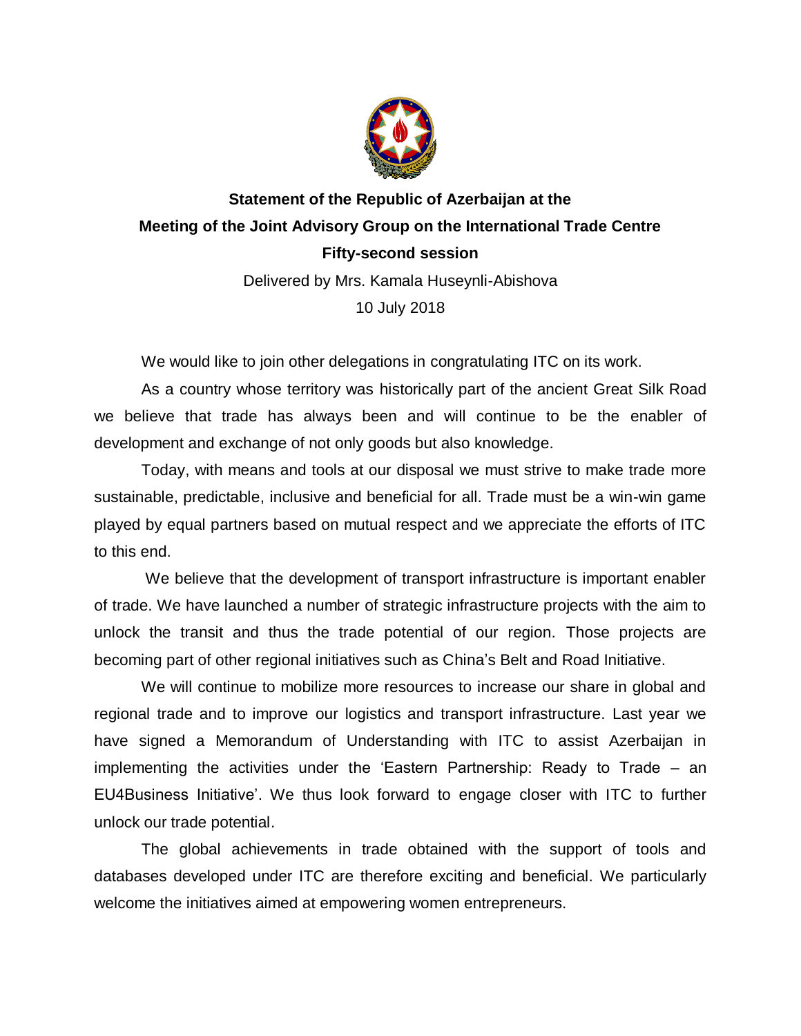**Statement of the Republic of Azerbaijan at the Meeting of the Joint Advisory Group on the International Trade Centre Fifty-second session**

Delivered by Mrs. Kamala Huseynli-Abishova

10 July 2018

We would like to join other delegations in congratulating ITC on its work.

As a country whose territory was historically part of the ancient Great Silk Road we believe that trade has always been and will continue to be the enabler of development and exchange of not only goods but also knowledge.

Today, with means and tools at our disposal we must strive to make trade more sustainable, predictable, inclusive and beneficial for all. Trade must be a win-win game played by equal partners based on mutual respect and we appreciate the efforts of ITC to this end.

We believe that the development of transport infrastructure is important enabler of trade. We have launched a number of strategic infrastructure projects with the aim to unlock the transit and thus the trade potential of our region. Those projects are becoming part of other regional initiatives such as China's Belt and Road Initiative.

We will continue to mobilize more resources to increase our share in global and regional trade and to improve our logistics and transport infrastructure. Last year we have signed a Memorandum of Understanding with ITC to assist Azerbaijan in implementing the activities under the 'Eastern Partnership: Ready to Trade – an EU4Business Initiative'. We thus look forward to engage closer with ITC to further unlock our trade potential.

The global achievements in trade obtained with the support of tools and databases developed under ITC are therefore exciting and beneficial. We particularly welcome the initiatives aimed at empowering women entrepreneurs.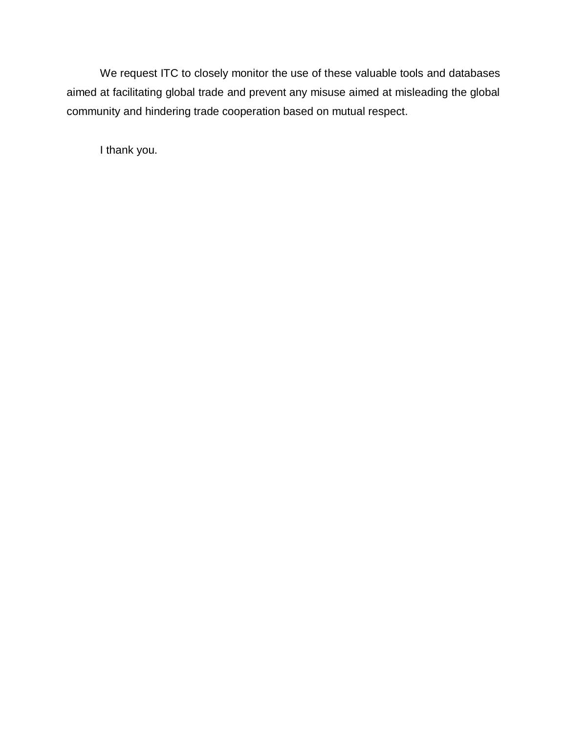We request ITC to closely monitor the use of these valuable tools and databases aimed at facilitating global trade and prevent any misuse aimed at misleading the global community and hindering trade cooperation based on mutual respect.

I thank you.